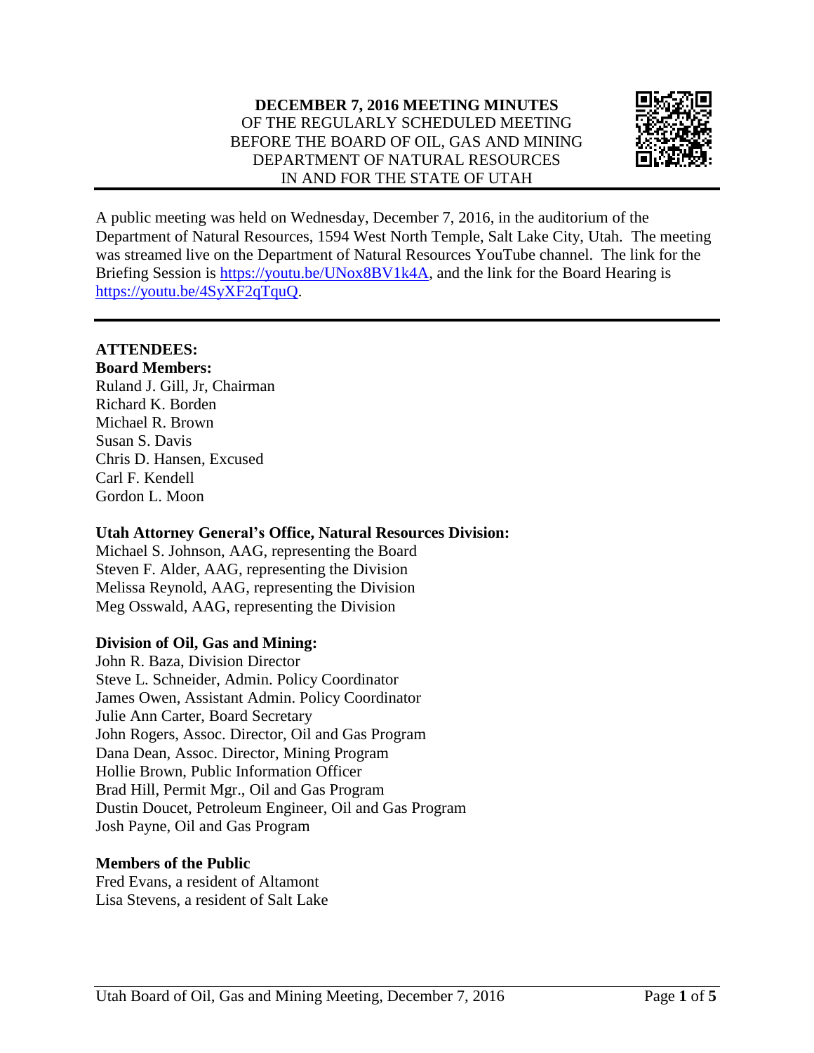**DECEMBER 7, 2016 MEETING MINUTES**
OF THE REGULARLY SCHEDULED MEETING
BEFORE THE BOARD OF OIL, GAS AND MINING
DEPARTMENT OF NATURAL RESOURCES
IN AND FOR THE STATE OF UTAH

---

A public meeting was held on Wednesday, December 7, 2016, in the auditorium of the Department of Natural Resources, 1594 West North Temple, Salt Lake City, Utah. The meeting was streamed live on the Department of Natural Resources YouTube channel. The link for the Briefing Session is https://youtu.be/UNox8BV1k4A, and the link for the Board Hearing is https://youtu.be/4SyXF2qTquQ.

---

**ATTENDEES:**

**Board Members:**
Ruland J. Gill, Jr, Chairman
Richard K. Borden
Michael R. Brown
Susan S. Davis
Chris D. Hansen, Excused
Carl F. Kendell
Gordon L. Moon

**Utah Attorney General's Office, Natural Resources Division:**
Michael S. Johnson, AAG, representing the Board
Steven F. Alder, AAG, representing the Division
Melissa Reynold, AAG, representing the Division
Meg Osswald, AAG, representing the Division

**Division of Oil, Gas and Mining:**
John R. Baza, Division Director
Steve L. Schneider, Admin. Policy Coordinator
James Owen, Assistant Admin. Policy Coordinator
Julie Ann Carter, Board Secretary
John Rogers, Assoc. Director, Oil and Gas Program
Dana Dean, Assoc. Director, Mining Program
Hollie Brown, Public Information Officer
Brad Hill, Permit Mgr., Oil and Gas Program
Dustin Doucet, Petroleum Engineer, Oil and Gas Program
Josh Payne, Oil and Gas Program

**Members of the Public**
Fred Evans, a resident of Altamont
Lisa Stevens, a resident of Salt Lake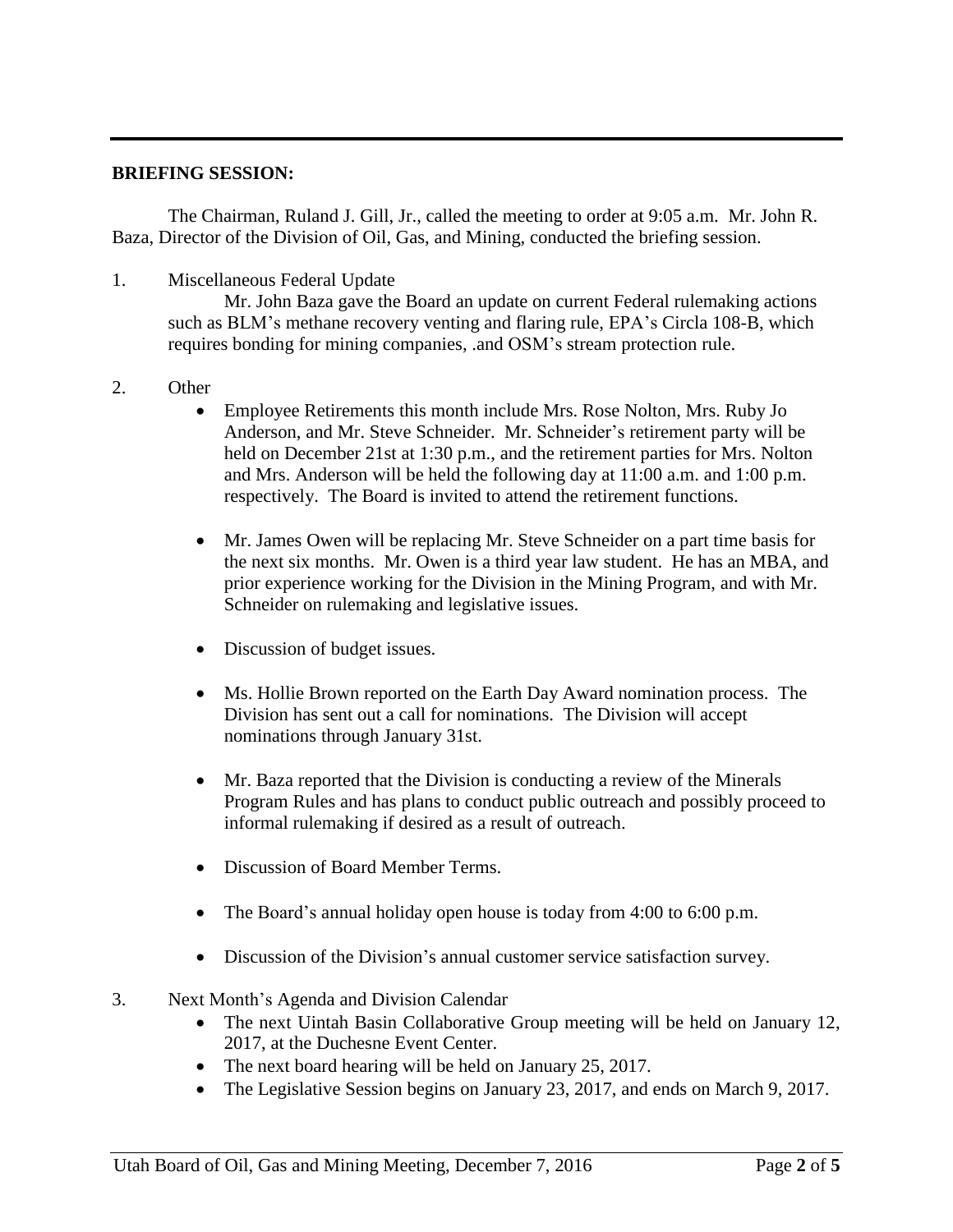**BRIEFING SESSION:**

The Chairman, Ruland J. Gill, Jr., called the meeting to order at 9:05 a.m. Mr. John R. Baza, Director of the Division of Oil, Gas, and Mining, conducted the briefing session.

1. Miscellaneous Federal Update

   Mr. John Baza gave the Board an update on current Federal rulemaking actions such as BLM's methane recovery venting and flaring rule, EPA's Circla 108-B, which requires bonding for mining companies, .and OSM's stream protection rule.

2. Other

   - Employee Retirements this month include Mrs. Rose Nolton, Mrs. Ruby Jo Anderson, and Mr. Steve Schneider. Mr. Schneider's retirement party will be held on December 21st at 1:30 p.m., and the retirement parties for Mrs. Nolton and Mrs. Anderson will be held the following day at 11:00 a.m. and 1:00 p.m. respectively. The Board is invited to attend the retirement functions.

   - Mr. James Owen will be replacing Mr. Steve Schneider on a part time basis for the next six months. Mr. Owen is a third year law student. He has an MBA, and prior experience working for the Division in the Mining Program, and with Mr. Schneider on rulemaking and legislative issues.

   - Discussion of budget issues.

   - Ms. Hollie Brown reported on the Earth Day Award nomination process. The Division has sent out a call for nominations. The Division will accept nominations through January 31st.

   - Mr. Baza reported that the Division is conducting a review of the Minerals Program Rules and has plans to conduct public outreach and possibly proceed to informal rulemaking if desired as a result of outreach.

   - Discussion of Board Member Terms.

   - The Board's annual holiday open house is today from 4:00 to 6:00 p.m.

   - Discussion of the Division's annual customer service satisfaction survey.

3. Next Month's Agenda and Division Calendar

   - The next Uintah Basin Collaborative Group meeting will be held on January 12, 2017, at the Duchesne Event Center.
   - The next board hearing will be held on January 25, 2017.
   - The Legislative Session begins on January 23, 2017, and ends on March 9, 2017.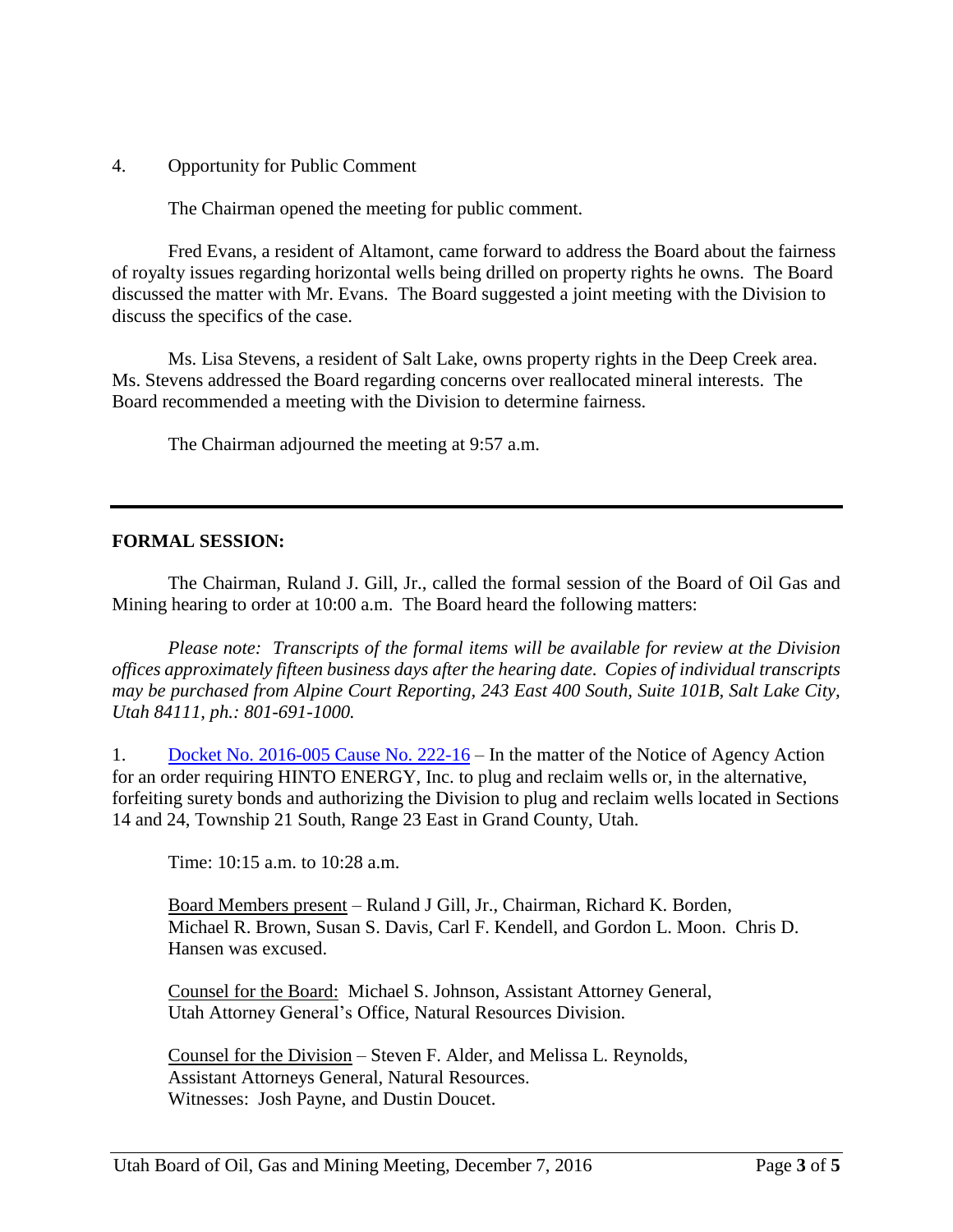4. Opportunity for Public Comment

The Chairman opened the meeting for public comment.

Fred Evans, a resident of Altamont, came forward to address the Board about the fairness of royalty issues regarding horizontal wells being drilled on property rights he owns. The Board discussed the matter with Mr. Evans. The Board suggested a joint meeting with the Division to discuss the specifics of the case.

Ms. Lisa Stevens, a resident of Salt Lake, owns property rights in the Deep Creek area. Ms. Stevens addressed the Board regarding concerns over reallocated mineral interests. The Board recommended a meeting with the Division to determine fairness.

The Chairman adjourned the meeting at 9:57 a.m.

---

**FORMAL SESSION:**

The Chairman, Ruland J. Gill, Jr., called the formal session of the Board of Oil Gas and Mining hearing to order at 10:00 a.m. The Board heard the following matters:

*Please note: Transcripts of the formal items will be available for review at the Division offices approximately fifteen business days after the hearing date. Copies of individual transcripts may be purchased from Alpine Court Reporting, 243 East 400 South, Suite 101B, Salt Lake City, Utah 84111, ph.: 801-691-1000.*

1. Docket No. 2016-005 Cause No. 222-16 – In the matter of the Notice of Agency Action for an order requiring HINTO ENERGY, Inc. to plug and reclaim wells or, in the alternative, forfeiting surety bonds and authorizing the Division to plug and reclaim wells located in Sections 14 and 24, Township 21 South, Range 23 East in Grand County, Utah.

   Time: 10:15 a.m. to 10:28 a.m.

   Board Members present – Ruland J Gill, Jr., Chairman, Richard K. Borden, Michael R. Brown, Susan S. Davis, Carl F. Kendell, and Gordon L. Moon. Chris D. Hansen was excused.

   Counsel for the Board: Michael S. Johnson, Assistant Attorney General, Utah Attorney General's Office, Natural Resources Division.

   Counsel for the Division – Steven F. Alder, and Melissa L. Reynolds, Assistant Attorneys General, Natural Resources.
   Witnesses: Josh Payne, and Dustin Doucet.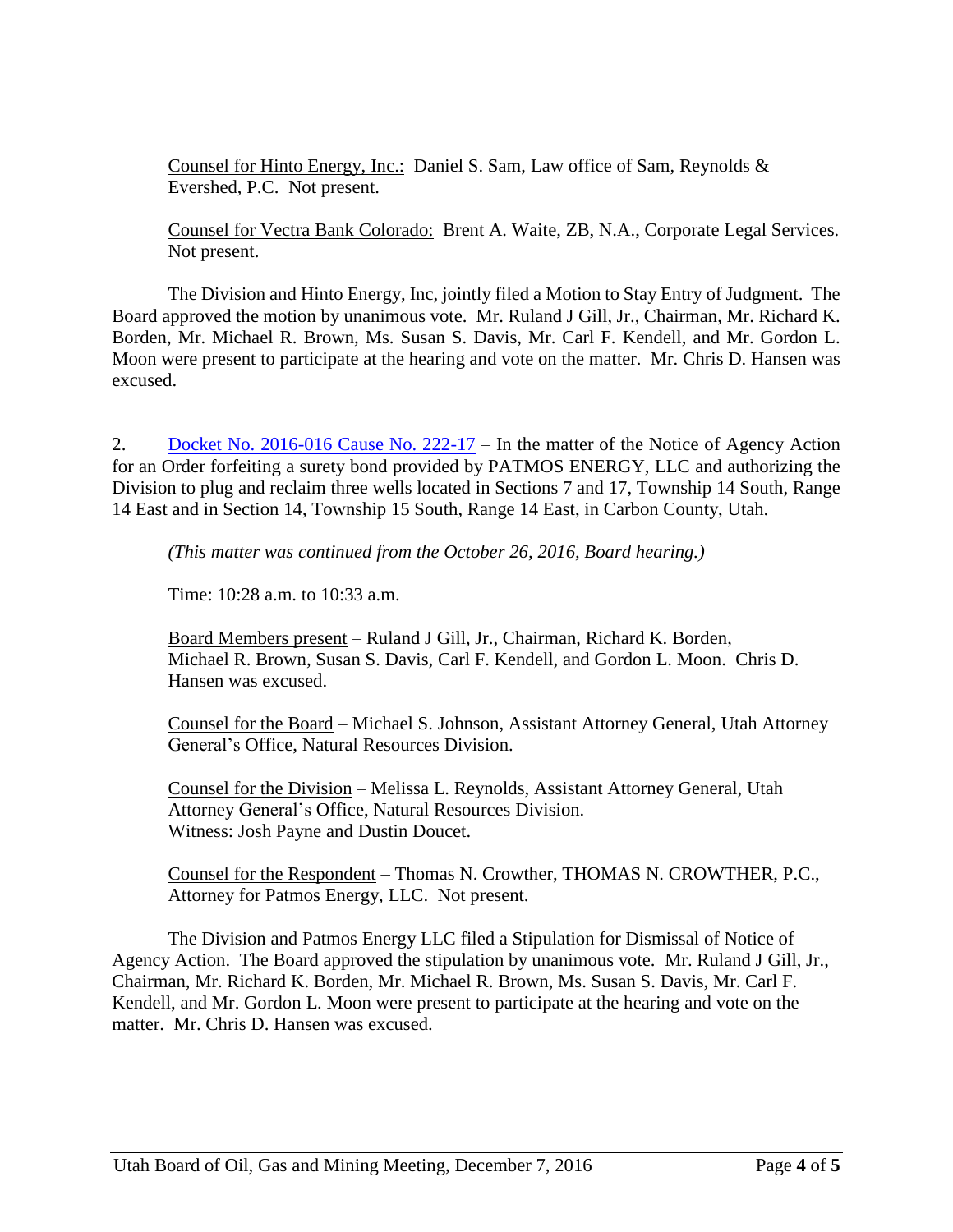Counsel for Hinto Energy, Inc.: Daniel S. Sam, Law office of Sam, Reynolds & Evershed, P.C. Not present.

Counsel for Vectra Bank Colorado: Brent A. Waite, ZB, N.A., Corporate Legal Services. Not present.

The Division and Hinto Energy, Inc, jointly filed a Motion to Stay Entry of Judgment. The Board approved the motion by unanimous vote. Mr. Ruland J Gill, Jr., Chairman, Mr. Richard K. Borden, Mr. Michael R. Brown, Ms. Susan S. Davis, Mr. Carl F. Kendell, and Mr. Gordon L. Moon were present to participate at the hearing and vote on the matter. Mr. Chris D. Hansen was excused.

2. Docket No. 2016-016 Cause No. 222-17 – In the matter of the Notice of Agency Action for an Order forfeiting a surety bond provided by PATMOS ENERGY, LLC and authorizing the Division to plug and reclaim three wells located in Sections 7 and 17, Township 14 South, Range 14 East and in Section 14, Township 15 South, Range 14 East, in Carbon County, Utah.

*(This matter was continued from the October 26, 2016, Board hearing.)*

Time: 10:28 a.m. to 10:33 a.m.

Board Members present – Ruland J Gill, Jr., Chairman, Richard K. Borden, Michael R. Brown, Susan S. Davis, Carl F. Kendell, and Gordon L. Moon. Chris D. Hansen was excused.

Counsel for the Board – Michael S. Johnson, Assistant Attorney General, Utah Attorney General's Office, Natural Resources Division.

Counsel for the Division – Melissa L. Reynolds, Assistant Attorney General, Utah Attorney General's Office, Natural Resources Division.
Witness: Josh Payne and Dustin Doucet.

Counsel for the Respondent – Thomas N. Crowther, THOMAS N. CROWTHER, P.C., Attorney for Patmos Energy, LLC. Not present.

The Division and Patmos Energy LLC filed a Stipulation for Dismissal of Notice of Agency Action. The Board approved the stipulation by unanimous vote. Mr. Ruland J Gill, Jr., Chairman, Mr. Richard K. Borden, Mr. Michael R. Brown, Ms. Susan S. Davis, Mr. Carl F. Kendell, and Mr. Gordon L. Moon were present to participate at the hearing and vote on the matter. Mr. Chris D. Hansen was excused.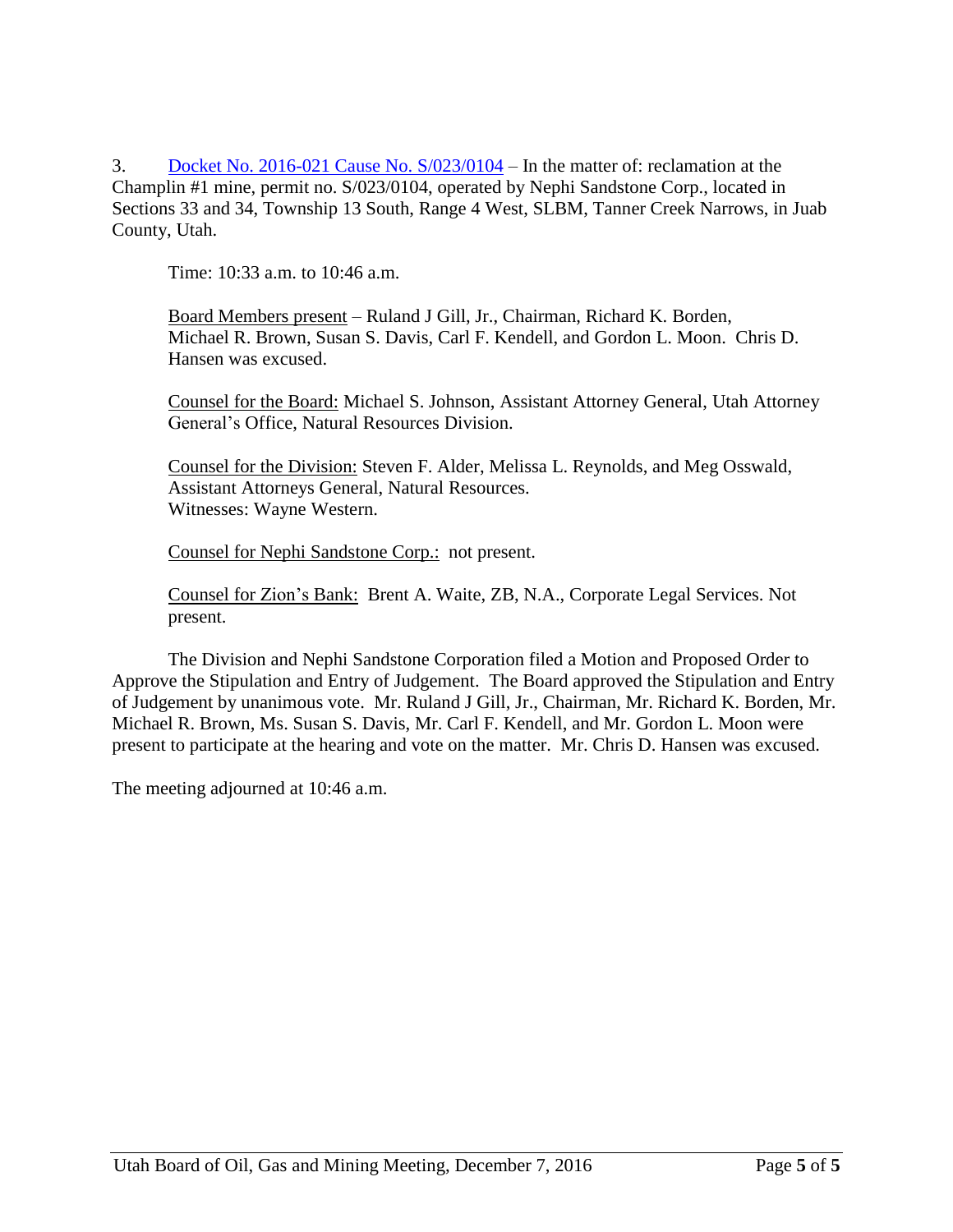3. Docket No. 2016-021 Cause No. S/023/0104 – In the matter of: reclamation at the Champlin #1 mine, permit no. S/023/0104, operated by Nephi Sandstone Corp., located in Sections 33 and 34, Township 13 South, Range 4 West, SLBM, Tanner Creek Narrows, in Juab County, Utah.

Time: 10:33 a.m. to 10:46 a.m.

Board Members present – Ruland J Gill, Jr., Chairman, Richard K. Borden, Michael R. Brown, Susan S. Davis, Carl F. Kendell, and Gordon L. Moon. Chris D. Hansen was excused.

Counsel for the Board: Michael S. Johnson, Assistant Attorney General, Utah Attorney General's Office, Natural Resources Division.

Counsel for the Division: Steven F. Alder, Melissa L. Reynolds, and Meg Osswald, Assistant Attorneys General, Natural Resources.
Witnesses: Wayne Western.

Counsel for Nephi Sandstone Corp.: not present.

Counsel for Zion's Bank: Brent A. Waite, ZB, N.A., Corporate Legal Services. Not present.

The Division and Nephi Sandstone Corporation filed a Motion and Proposed Order to Approve the Stipulation and Entry of Judgement. The Board approved the Stipulation and Entry of Judgement by unanimous vote. Mr. Ruland J Gill, Jr., Chairman, Mr. Richard K. Borden, Mr. Michael R. Brown, Ms. Susan S. Davis, Mr. Carl F. Kendell, and Mr. Gordon L. Moon were present to participate at the hearing and vote on the matter. Mr. Chris D. Hansen was excused.

The meeting adjourned at 10:46 a.m.